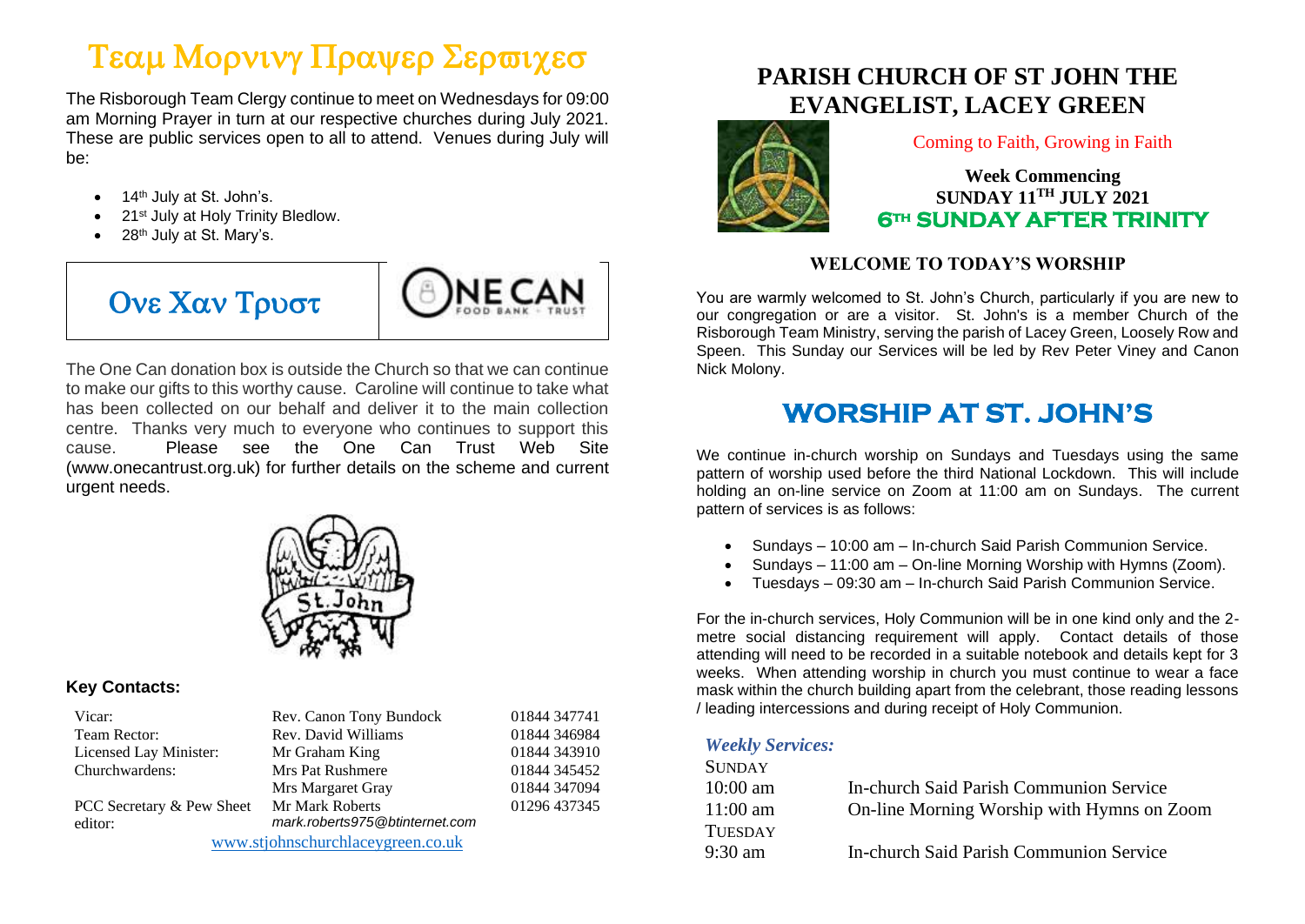# Τεαμ Μορνινγ Πραψερ Σερϖιχεσ

The Risborough Team Clergy continue to meet on Wednesdays for 09:00 am Morning Prayer in turn at our respective churches during July 2021. These are public services open to all to attend. Venues during July will be:

- 14th July at St. John's.
- 21st July at Holy Trinity Bledlow.
- 28th July at St. Mary's.

## Ονε Χαν Τρυστ

The One Can donation box is outside the Church so that we can continue to make our gifts to this worthy cause. Caroline will continue to take what has been collected on our behalf and deliver it to the main collection centre. Thanks very much to everyone who continues to support this cause. Please see the One Can Trust Web Site (www.onecantrust.org.uk) for further details on the scheme and current urgent needs.

### Key Contacts:

| | | |
|---|---|---|
| Vicar: | Rev. Canon Tony Bundock | 01844 347741 |
| Team Rector: | Rev. David Williams | 01844 346984 |
| Licensed Lay Minister: | Mr Graham King | 01844 343910 |
| Churchwardens: | Mrs Pat Rushmere | 01844 345452 |
| | Mrs Margaret Gray | 01844 347094 |
| PCC Secretary & Pew Sheet editor: | Mr Mark Roberts *mark.roberts975@btinternet.com* | 01296 437345 |

www.stjohnschurchlaceygreen.co.uk

# PARISH CHURCH OF ST JOHN THE EVANGELIST, LACEY GREEN

Coming to Faith, Growing in Faith

**Week Commencing**
**SUNDAY 11TH JULY 2021**
**6TH SUNDAY AFTER TRINITY**

## WELCOME TO TODAY'S WORSHIP

You are warmly welcomed to St. John's Church, particularly if you are new to our congregation or are a visitor. St. John's is a member Church of the Risborough Team Ministry, serving the parish of Lacey Green, Loosely Row and Speen. This Sunday our Services will be led by Rev Peter Viney and Canon Nick Molony.

## WORSHIP AT ST. JOHN'S

We continue in-church worship on Sundays and Tuesdays using the same pattern of worship used before the third National Lockdown. This will include holding an on-line service on Zoom at 11:00 am on Sundays. The current pattern of services is as follows:

- Sundays – 10:00 am – In-church Said Parish Communion Service.
- Sundays – 11:00 am – On-line Morning Worship with Hymns (Zoom).
- Tuesdays – 09:30 am – In-church Said Parish Communion Service.

For the in-church services, Holy Communion will be in one kind only and the 2-metre social distancing requirement will apply. Contact details of those attending will need to be recorded in a suitable notebook and details kept for 3 weeks. When attending worship in church you must continue to wear a face mask within the church building apart from the celebrant, those reading lessons / leading intercessions and during receipt of Holy Communion.

### *Weekly Services:*

| | |
|---|---|
| SUNDAY | |
| 10:00 am | In-church Said Parish Communion Service |
| 11:00 am | On-line Morning Worship with Hymns on Zoom |
| TUESDAY | |
| 9:30 am | In-church Said Parish Communion Service |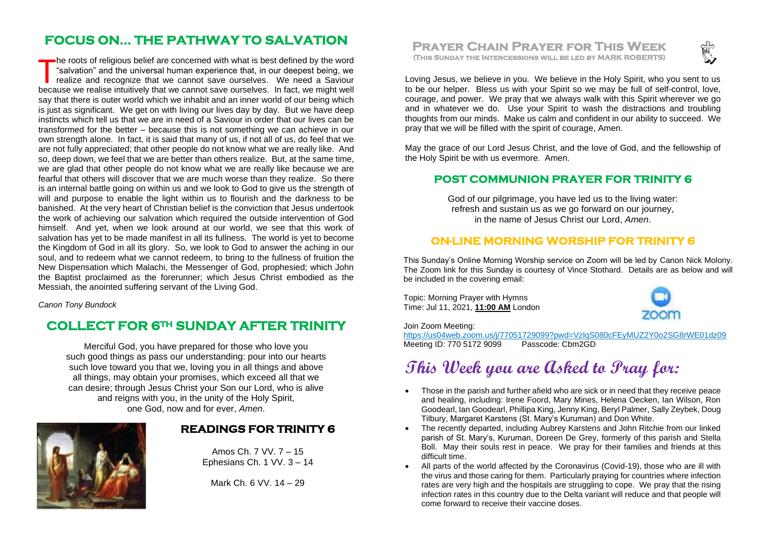## FOCUS ON… THE PATHWAY TO SALVATION

The roots of religious belief are concerned with what is best defined by the word "salvation" and the universal human experience that, in our deepest being, we realize and recognize that we cannot save ourselves. We need a Saviour because we realise intuitively that we cannot save ourselves. In fact, we might well say that there is outer world which we inhabit and an inner world of our being which is just as significant. We get on with living our lives day by day. But we have deep instincts which tell us that we are in need of a Saviour in order that our lives can be transformed for the better – because this is not something we can achieve in our own strength alone. In fact, it is said that many of us, if not all of us, do feel that we are not fully appreciated; that other people do not know what we are really like. And so, deep down, we feel that we are better than others realize. But, at the same time, we are glad that other people do not know what we are really like because we are fearful that others will discover that we are much worse than they realize. So there is an internal battle going on within us and we look to God to give us the strength of will and purpose to enable the light within us to flourish and the darkness to be banished. At the very heart of Christian belief is the conviction that Jesus undertook the work of achieving our salvation which required the outside intervention of God himself. And yet, when we look around at our world, we see that this work of salvation has yet to be made manifest in all its fullness. The world is yet to become the Kingdom of God in all its glory. So, we look to God to answer the aching in our soul, and to redeem what we cannot redeem, to bring to the fullness of fruition the New Dispensation which Malachi, the Messenger of God, prophesied; which John the Baptist proclaimed as the forerunner; which Jesus Christ embodied as the Messiah, the anointed suffering servant of the Living God.

*Canon Tony Bundock*

## COLLECT FOR 6TH SUNDAY AFTER TRINITY

Merciful God, you have prepared for those who love you such good things as pass our understanding: pour into our hearts such love toward you that we, loving you in all things and above all things, may obtain your promises, which exceed all that we can desire; through Jesus Christ your Son our Lord, who is alive and reigns with you, in the unity of the Holy Spirit, one God, now and for ever, *Amen*.

## READINGS FOR TRINITY 6

Amos Ch. 7 VV. 7 – 15
Ephesians Ch. 1 VV. 3 – 14

Mark Ch. 6 VV. 14 – 29

## PRAYER CHAIN PRAYER FOR THIS WEEK

(THIS SUNDAY THE INTERCESSIONS WILL BE LED BY MARK ROBERTS)

Loving Jesus, we believe in you. We believe in the Holy Spirit, who you sent to us to be our helper. Bless us with your Spirit so we may be full of self-control, love, courage, and power. We pray that we always walk with this Spirit wherever we go and in whatever we do. Use your Spirit to wash the distractions and troubling thoughts from our minds. Make us calm and confident in our ability to succeed. We pray that we will be filled with the spirit of courage, Amen.

May the grace of our Lord Jesus Christ, and the love of God, and the fellowship of the Holy Spirit be with us evermore. Amen.

## POST COMMUNION PRAYER FOR TRINITY 6

God of our pilgrimage, you have led us to the living water:
refresh and sustain us as we go forward on our journey,
in the name of Jesus Christ our Lord, *Amen*.

## ON-LINE MORNING WORSHIP FOR TRINITY 6

This Sunday's Online Morning Worship service on Zoom will be led by Canon Nick Molony. The Zoom link for this Sunday is courtesy of Vince Stothard. Details are as below and will be included in the covering email:

Topic: Morning Prayer with Hymns
Time: Jul 11, 2021, **11:00 AM** London

Join Zoom Meeting:
https://us04web.zoom.us/j/77051729099?pwd=VzlqS080cFEyMUZ2Y0o2SG8rWE01dz09
Meeting ID: 770 5172 9099 Passcode: Cbm2GD

## This Week you are Asked to Pray for:

- Those in the parish and further afield who are sick or in need that they receive peace and healing, including: Irene Foord, Mary Mines, Helena Oecken, Ian Wilson, Ron Goodearl, Ian Goodearl, Phillipa King, Jenny King, Beryl Palmer, Sally Zeybek, Doug Tilbury, Margaret Karstens (St. Mary's Kuruman) and Don White.
- The recently departed, including Aubrey Karstens and John Ritchie from our linked parish of St. Mary's, Kuruman, Doreen De Grey, formerly of this parish and Stella Boll. May their souls rest in peace. We pray for their families and friends at this difficult time.
- All parts of the world affected by the Coronavirus (Covid-19), those who are ill with the virus and those caring for them. Particularly praying for countries where infection rates are very high and the hospitals are struggling to cope. We pray that the rising infection rates in this country due to the Delta variant will reduce and that people will come forward to receive their vaccine doses.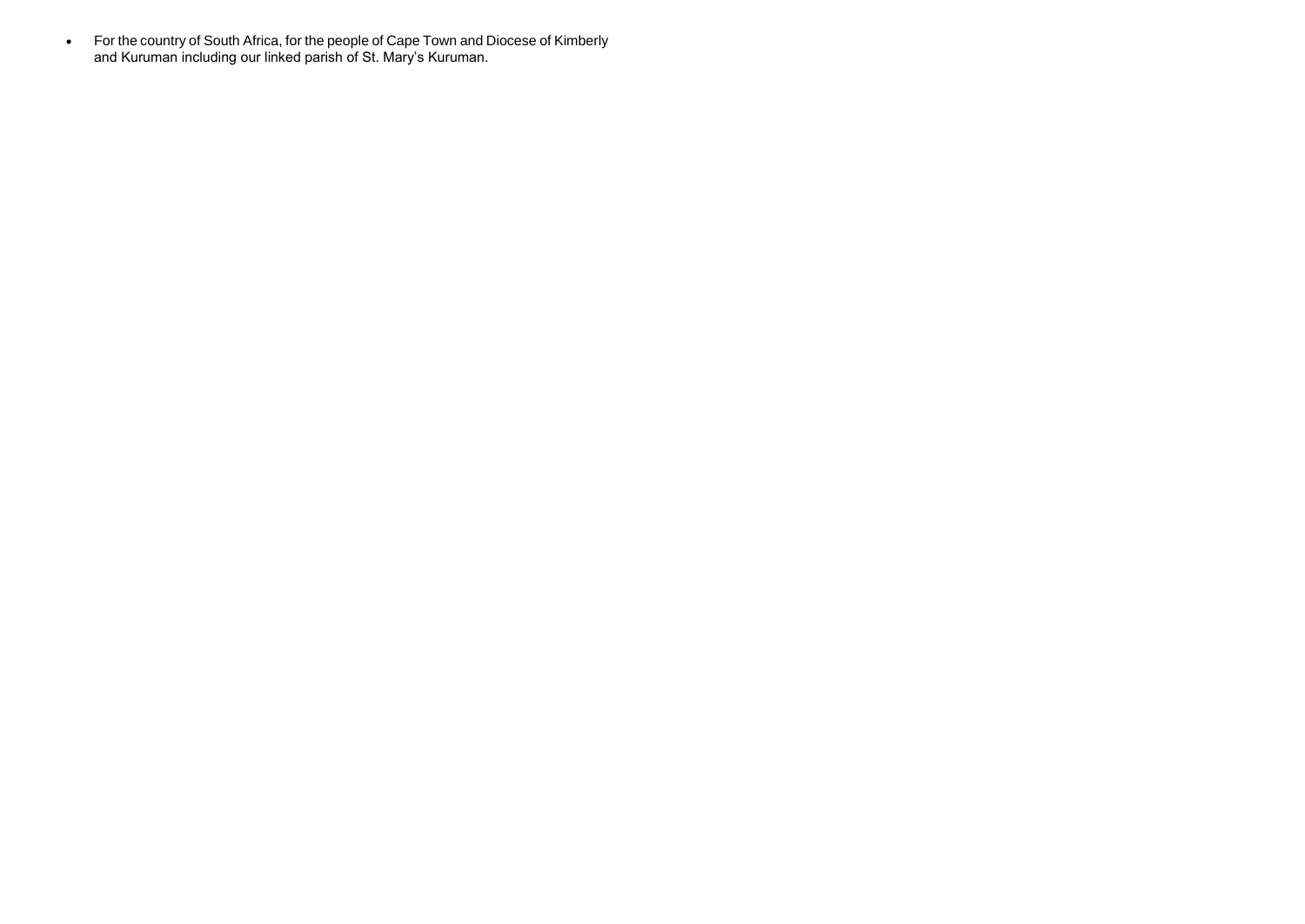- For the country of South Africa, for the people of Cape Town and Diocese of Kimberly and Kuruman including our linked parish of St. Mary's Kuruman.